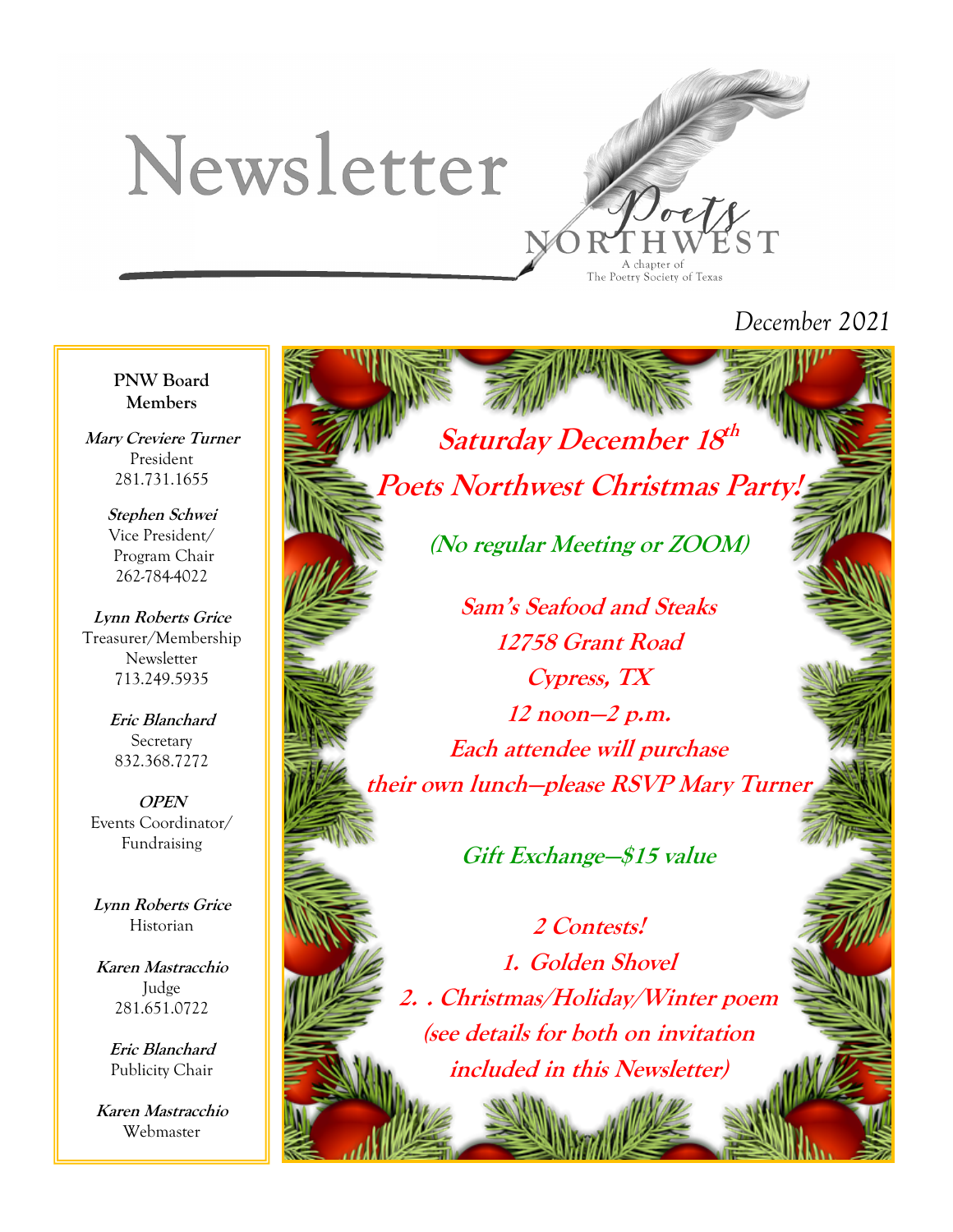# Newsletter

Poets NORTHWEST
A chapter of
The Poetry Society of Texas

December 2021

**PNW Board Members**

***Mary Creviere Turner***
President
281.731.1655

***Stephen Schwei***
Vice President/
Program Chair
262-784-4022

***Lynn Roberts Grice***
Treasurer/Membership
Newsletter
713.249.5935

***Eric Blanchard***
Secretary
832.368.7272

***OPEN***
Events Coordinator/
Fundraising

***Lynn Roberts Grice***
Historian

***Karen Mastracchio***
Judge
281.651.0722

***Eric Blanchard***
Publicity Chair

***Karen Mastracchio***
Webmaster

## *Saturday December 18th*

## *Poets Northwest Christmas Party!*

***(No regular Meeting or ZOOM)***

***Sam's Seafood and Steaks***
***12758 Grant Road***
***Cypress, TX***
***12 noon—2 p.m.***
***Each attendee will purchase their own lunch—please RSVP Mary Turner***

***Gift Exchange—$15 value***

***2 Contests!***

1. ***Golden Shovel***
2. ***. Christmas/Holiday/Winter poem***

***(see details for both on invitation included in this Newsletter)***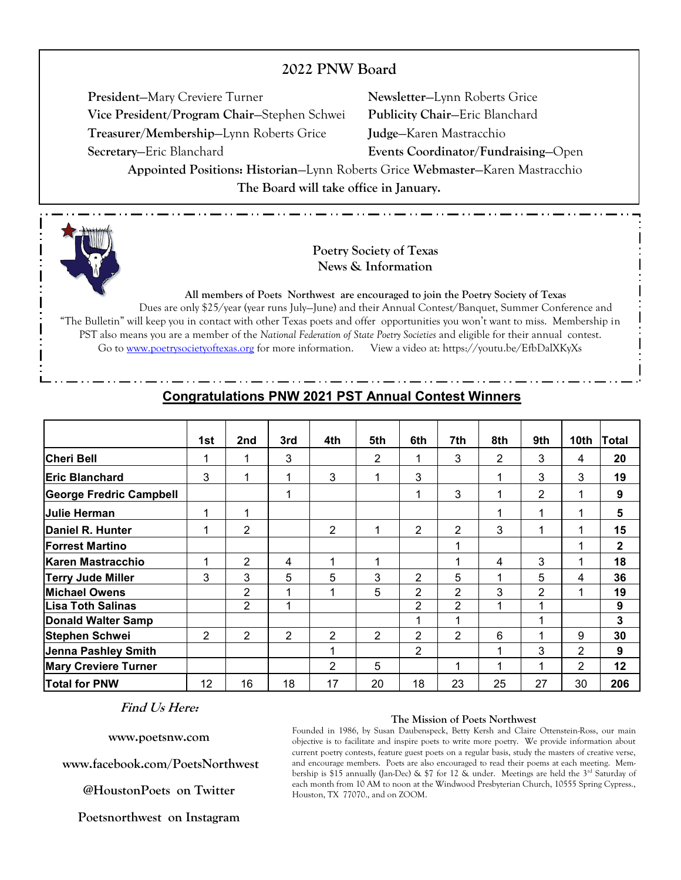## 2022 PNW Board

**President**—Mary Creviere Turner
**Vice President/Program Chair**—Stephen Schwei
**Treasurer/Membership**—Lynn Roberts Grice
**Secretary**—Eric Blanchard
**Newsletter**—Lynn Roberts Grice
**Publicity Chair**—Eric Blanchard
**Judge**—Karen Mastracchio
**Events Coordinator/Fundraising**—Open

**Appointed Positions: Historian**—Lynn Roberts Grice **Webmaster**—Karen Mastracchio

**The Board will take office in January.**

### Poetry Society of Texas News & Information

**All members of Poets Northwest are encouraged to join the Poetry Society of Texas**

Dues are only $25/year (year runs July—June) and their Annual Contest/Banquet, Summer Conference and "The Bulletin" will keep you in contact with other Texas poets and offer opportunities you won't want to miss. Membership in PST also means you are a member of the *National Federation of State Poetry Societies* and eligible for their annual contest.
Go to www.poetrysocietyoftexas.org for more information. View a video at: https://youtu.be/EfbDalXKyXs

## Congratulations PNW 2021 PST Annual Contest Winners

| | 1st | 2nd | 3rd | 4th | 5th | 6th | 7th | 8th | 9th | 10th | Total |
|---|---|---|---|---|---|---|---|---|---|---|---|
| **Cheri Bell** | 1 | 1 | 3 | | 2 | 1 | 3 | 2 | 3 | 4 | **20** |
| **Eric Blanchard** | 3 | 1 | 1 | 3 | 1 | 3 | | 1 | 3 | 3 | **19** |
| **George Fredric Campbell** | | | 1 | | | 1 | 3 | 1 | 2 | 1 | **9** |
| **Julie Herman** | 1 | 1 | | | | | | 1 | 1 | 1 | **5** |
| **Daniel R. Hunter** | 1 | 2 | | 2 | 1 | 2 | 2 | 3 | 1 | 1 | **15** |
| **Forrest Martino** | | | | | | | 1 | | | 1 | **2** |
| **Karen Mastracchio** | 1 | 2 | 4 | 1 | 1 | | 1 | 4 | 3 | 1 | **18** |
| **Terry Jude Miller** | 3 | 3 | 5 | 5 | 3 | 2 | 5 | 1 | 5 | 4 | **36** |
| **Michael Owens** | | 2 | 1 | 1 | 5 | 2 | 2 | 3 | 2 | 1 | **19** |
| **Lisa Toth Salinas** | | 2 | 1 | | | 2 | 2 | 1 | 1 | | **9** |
| **Donald Walter Samp** | | | | | | 1 | 1 | | 1 | | **3** |
| **Stephen Schwei** | 2 | 2 | 2 | 2 | 2 | 2 | 2 | 6 | 1 | 9 | **30** |
| **Jenna Pashley Smith** | | | | 1 | | 2 | | 1 | 3 | 2 | **9** |
| **Mary Creviere Turner** | | | | 2 | 5 | | 1 | 1 | 1 | 2 | **12** |
| **Total for PNW** | 12 | 16 | 18 | 17 | 20 | 18 | 23 | 25 | 27 | 30 | **206** |

***Find Us Here:***

**www.poetsnw.com**

**www.facebook.com/PoetsNorthwest**

**@HoustonPoets on Twitter**

**Poetsnorthwest on Instagram**

**The Mission of Poets Northwest**

Founded in 1986, by Susan Daubenspeck, Betty Kersh and Claire Ottenstein-Ross, our main objective is to facilitate and inspire poets to write more poetry. We provide information about current poetry contests, feature guest poets on a regular basis, study the masters of creative verse, and encourage members. Poets are also encouraged to read their poems at each meeting. Membership is $15 annually (Jan-Dec) & $7 for 12 & under. Meetings are held the 3rd Saturday of each month from 10 AM to noon at the Windwood Presbyterian Church, 10555 Spring Cypress., Houston, TX 77070., and on ZOOM.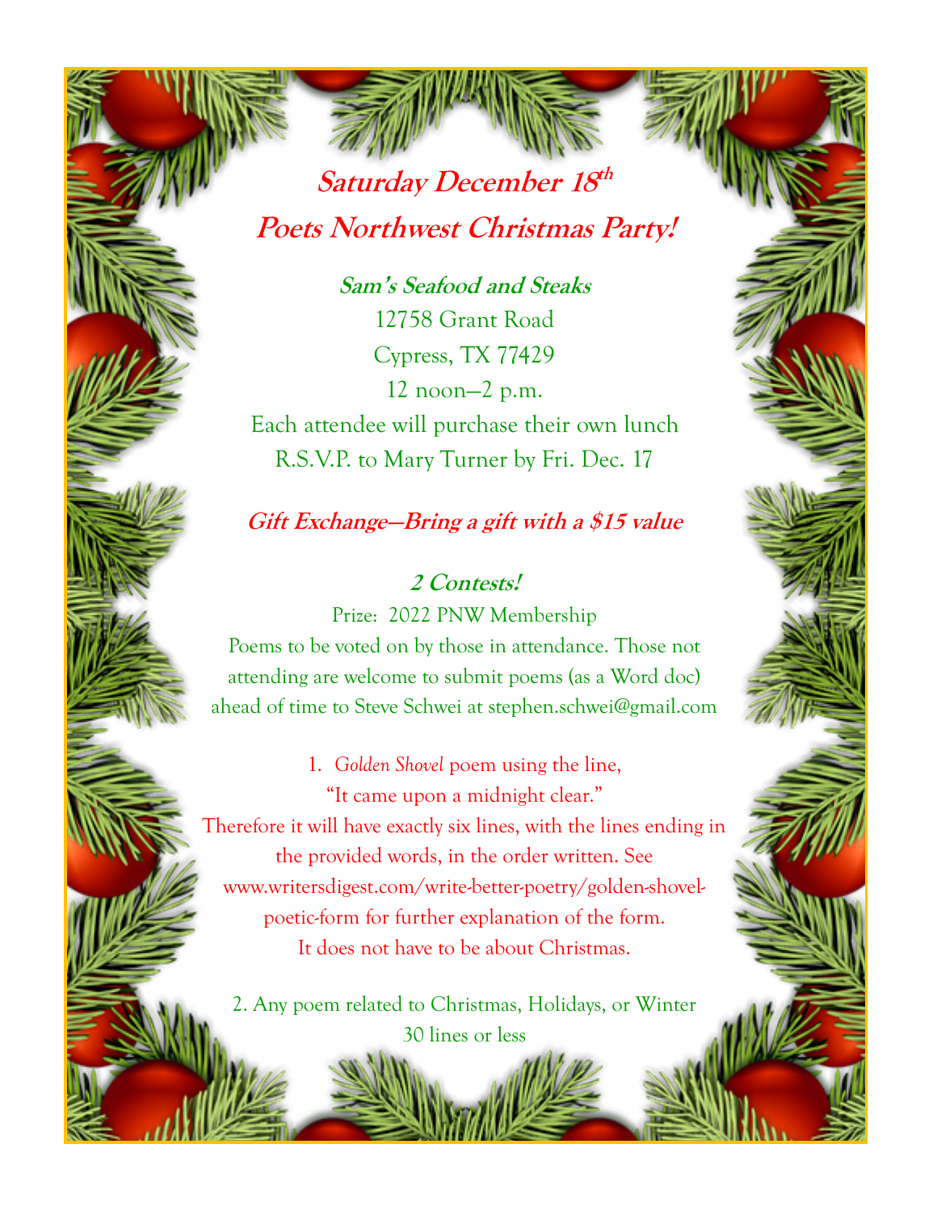# Saturday December 18th

# Poets Northwest Christmas Party!

**Sam's Seafood and Steaks**

12758 Grant Road

Cypress, TX 77429

12 noon—2 p.m.

Each attendee will purchase their own lunch

R.S.V.P. to Mary Turner by Fri. Dec. 17

***Gift Exchange—Bring a gift with a $15 value***

***2 Contests!***

Prize: 2022 PNW Membership

Poems to be voted on by those in attendance. Those not attending are welcome to submit poems (as a Word doc) ahead of time to Steve Schwei at stephen.schwei@gmail.com

1. *Golden Shovel* poem using the line, "It came upon a midnight clear." Therefore it will have exactly six lines, with the lines ending in the provided words, in the order written. See www.writersdigest.com/write-better-poetry/golden-shovel-poetic-form for further explanation of the form. It does not have to be about Christmas.

2. Any poem related to Christmas, Holidays, or Winter 30 lines or less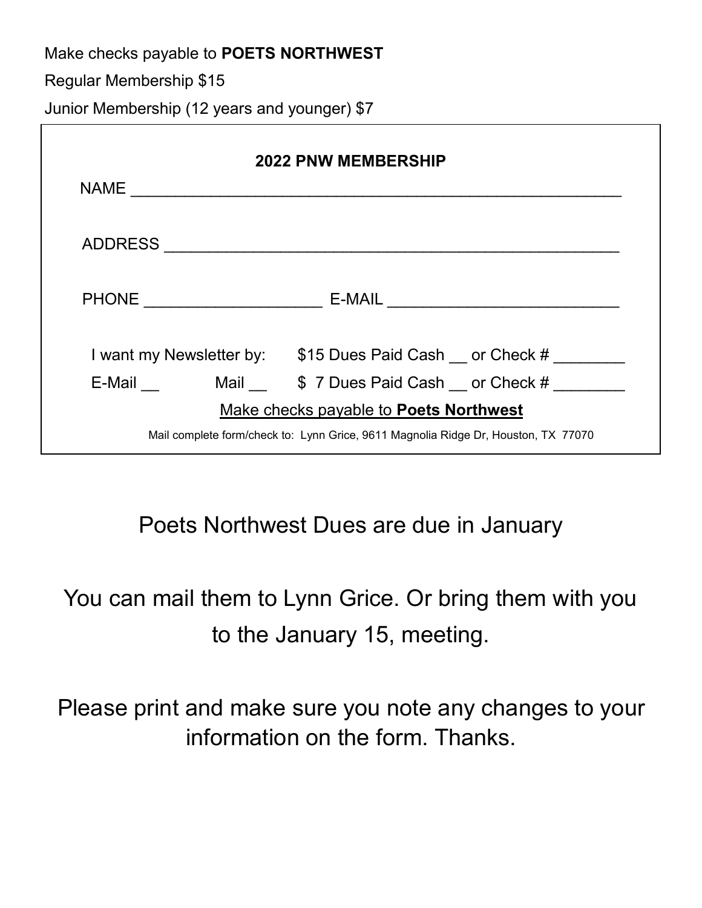Make checks payable to **POETS NORTHWEST**

Regular Membership $15

Junior Membership (12 years and younger) $7

**2022 PNW MEMBERSHIP**

NAME ______________________________________________________

ADDRESS ___________________________________________________

PHONE ____________________ E-MAIL __________________________

I want my Newsletter by: $15 Dues Paid Cash __ or Check # ________

E-Mail __ Mail __ $ 7 Dues Paid Cash __ or Check # ________

Make checks payable to **Poets Northwest**

Mail complete form/check to: Lynn Grice, 9611 Magnolia Ridge Dr, Houston, TX 77070

Poets Northwest Dues are due in January

You can mail them to Lynn Grice. Or bring them with you to the January 15, meeting.

Please print and make sure you note any changes to your information on the form. Thanks.